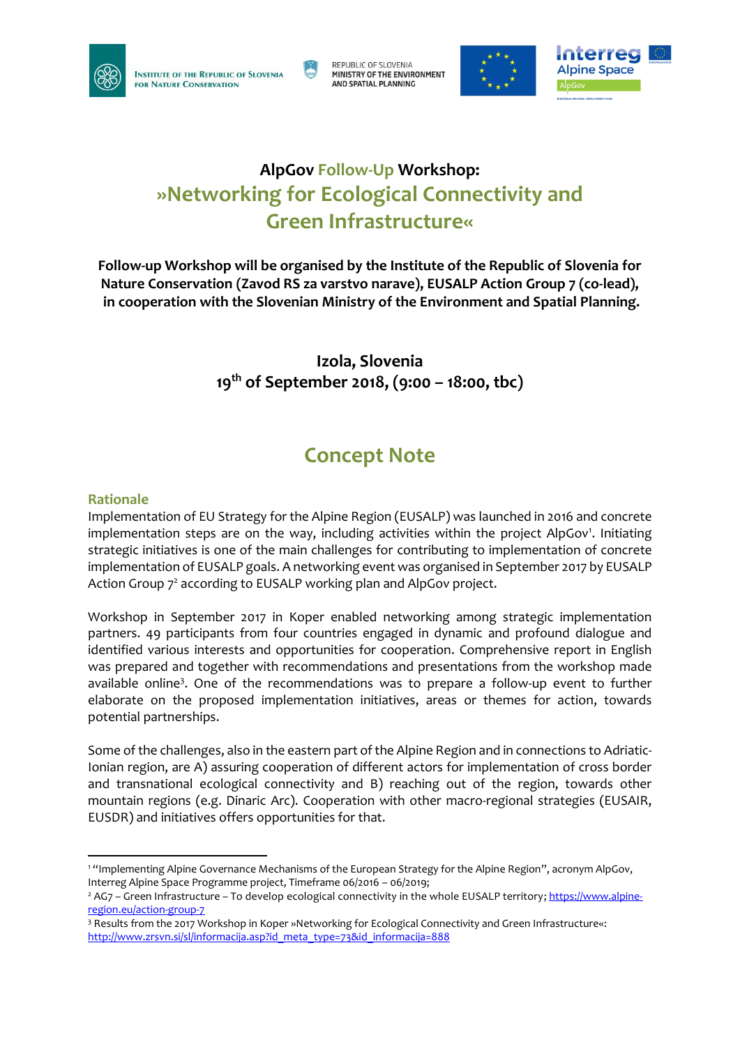Institute of the Republic of Slovenia for Nature Conservation

Republic of Slovenia
Ministry of the Environment and Spatial Planning

Interreg Alpine Space
AlpGov

# AlpGov Follow-Up Workshop: »Networking for Ecological Connectivity and Green Infrastructure«

**Follow-up Workshop will be organised by the Institute of the Republic of Slovenia for Nature Conservation (Zavod RS za varstvo narave), EUSALP Action Group 7 (co-lead), in cooperation with the Slovenian Ministry of the Environment and Spatial Planning.**

**Izola, Slovenia**
**19th of September 2018, (9:00 – 18:00, tbc)**

## Concept Note

### Rationale

Implementation of EU Strategy for the Alpine Region (EUSALP) was launched in 2016 and concrete implementation steps are on the way, including activities within the project AlpGov[1]. Initiating strategic initiatives is one of the main challenges for contributing to implementation of concrete implementation of EUSALP goals. A networking event was organised in September 2017 by EUSALP Action Group 7[2] according to EUSALP working plan and AlpGov project.

Workshop in September 2017 in Koper enabled networking among strategic implementation partners. 49 participants from four countries engaged in dynamic and profound dialogue and identified various interests and opportunities for cooperation. Comprehensive report in English was prepared and together with recommendations and presentations from the workshop made available online[3]. One of the recommendations was to prepare a follow-up event to further elaborate on the proposed implementation initiatives, areas or themes for action, towards potential partnerships.

Some of the challenges, also in the eastern part of the Alpine Region and in connections to Adriatic-Ionian region, are A) assuring cooperation of different actors for implementation of cross border and transnational ecological connectivity and B) reaching out of the region, towards other mountain regions (e.g. Dinaric Arc). Cooperation with other macro-regional strategies (EUSAIR, EUSDR) and initiatives offers opportunities for that.

---

[1] "Implementing Alpine Governance Mechanisms of the European Strategy for the Alpine Region", acronym AlpGov, Interreg Alpine Space Programme project, Timeframe 06/2016 – 06/2019;

[2] AG7 – Green Infrastructure – To develop ecological connectivity in the whole EUSALP territory; https://www.alpine-region.eu/action-group-7

[3] Results from the 2017 Workshop in Koper »Networking for Ecological Connectivity and Green Infrastructure«: http://www.zrsvn.si/sl/informacija.asp?id_meta_type=73&id_informacija=888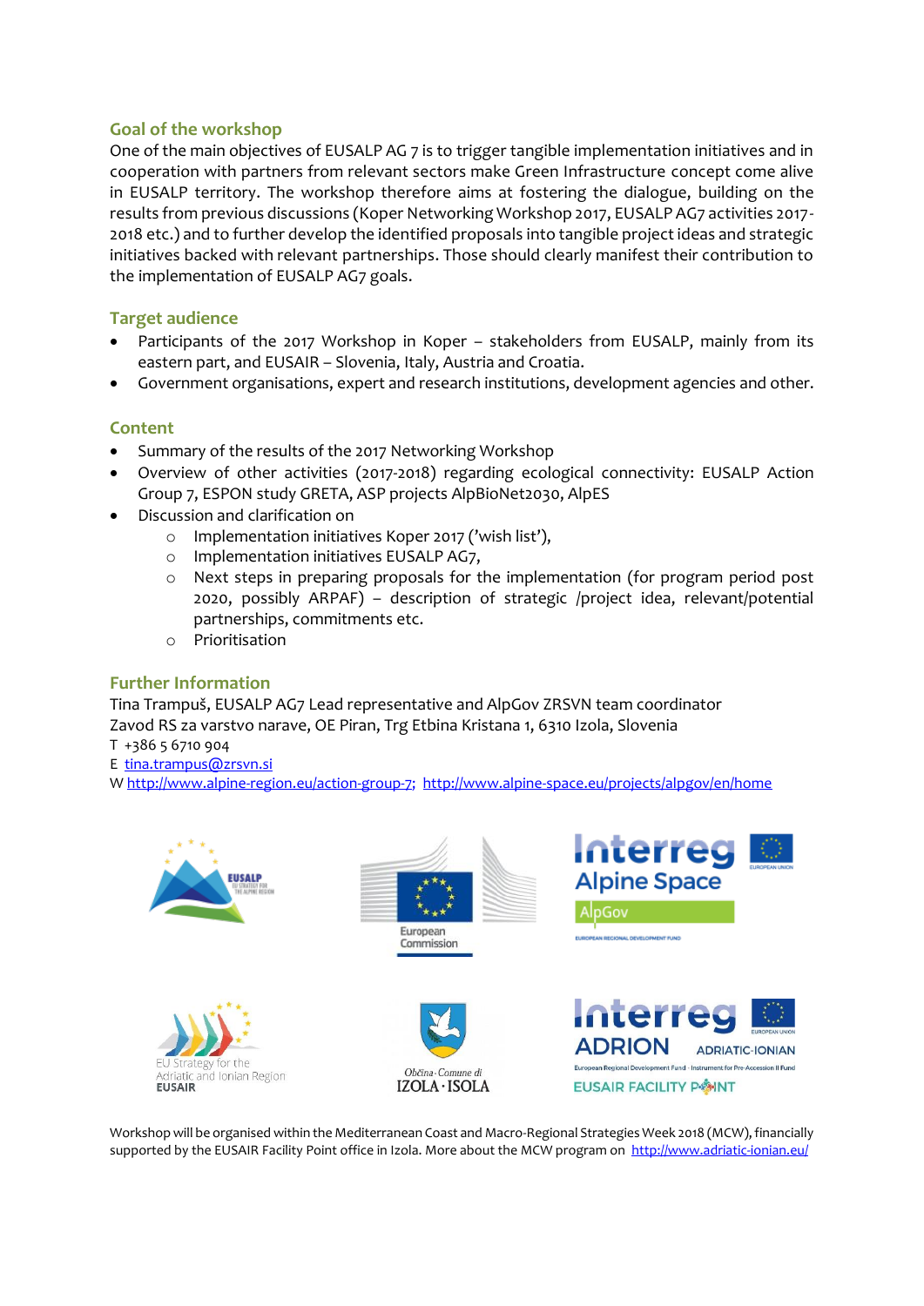## Goal of the workshop

One of the main objectives of EUSALP AG 7 is to trigger tangible implementation initiatives and in cooperation with partners from relevant sectors make Green Infrastructure concept come alive in EUSALP territory. The workshop therefore aims at fostering the dialogue, building on the results from previous discussions (Koper Networking Workshop 2017, EUSALP AG7 activities 2017-2018 etc.) and to further develop the identified proposals into tangible project ideas and strategic initiatives backed with relevant partnerships. Those should clearly manifest their contribution to the implementation of EUSALP AG7 goals.

## Target audience

- Participants of the 2017 Workshop in Koper – stakeholders from EUSALP, mainly from its eastern part, and EUSAIR – Slovenia, Italy, Austria and Croatia.
- Government organisations, expert and research institutions, development agencies and other.

## Content

- Summary of the results of the 2017 Networking Workshop
- Overview of other activities (2017-2018) regarding ecological connectivity: EUSALP Action Group 7, ESPON study GRETA, ASP projects AlpBioNet2030, AlpES
- Discussion and clarification on
  - Implementation initiatives Koper 2017 ('wish list'),
  - Implementation initiatives EUSALP AG7,
  - Next steps in preparing proposals for the implementation (for program period post 2020, possibly ARPAF) – description of strategic /project idea, relevant/potential partnerships, commitments etc.
  - Prioritisation

## Further Information

Tina Trampuš, EUSALP AG7 Lead representative and AlpGov ZRSVN team coordinator
Zavod RS za varstvo narave, OE Piran, Trg Etbina Kristana 1, 6310 Izola, Slovenia
T +386 5 6710 904
E tina.trampus@zrsvn.si
W http://www.alpine-region.eu/action-group-7; http://www.alpine-space.eu/projects/alpgov/en/home

Workshop will be organised within the Mediterranean Coast and Macro-Regional Strategies Week 2018 (MCW), financially supported by the EUSAIR Facility Point office in Izola. More about the MCW program on http://www.adriatic-ionian.eu/